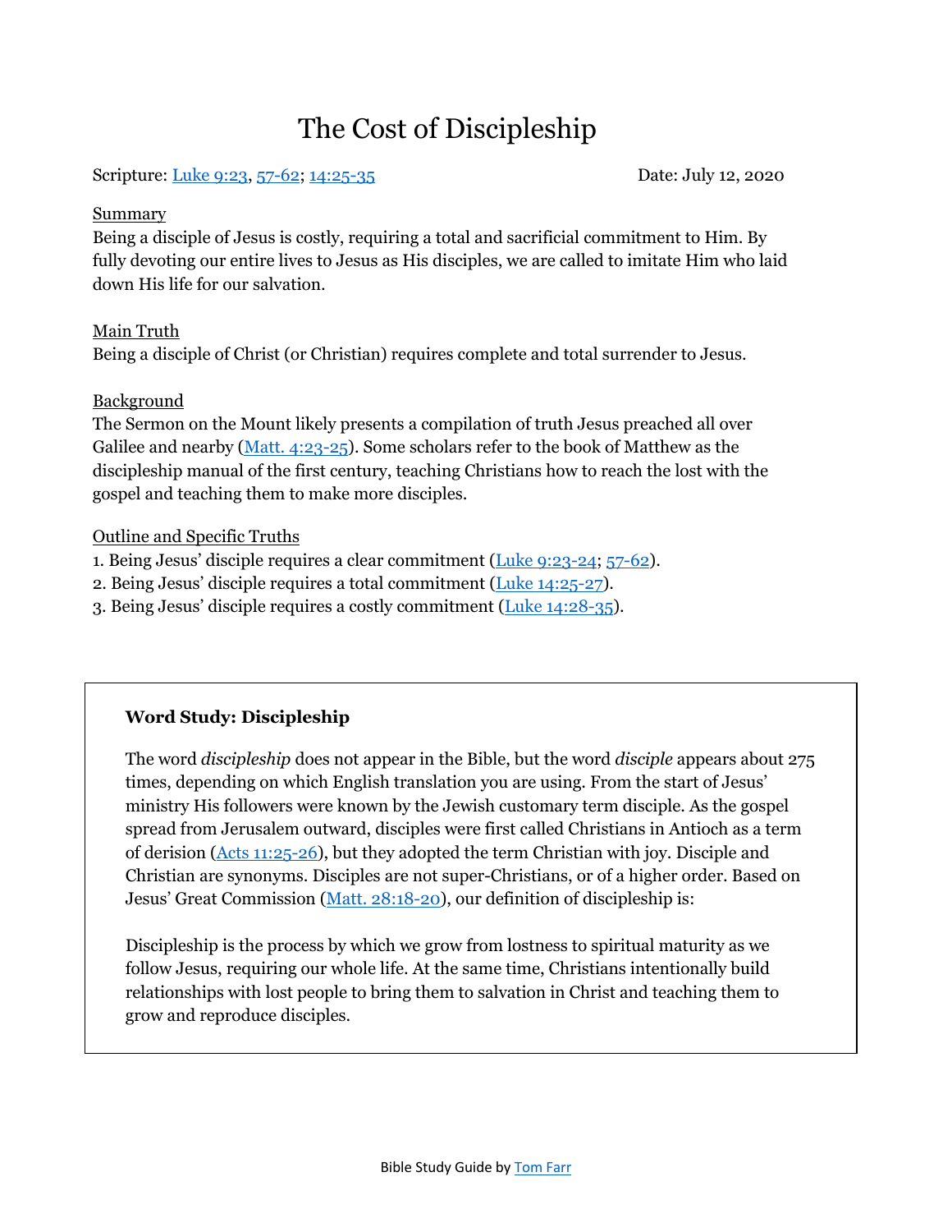# The Cost of Discipleship

Scripture: Luke 9:23, 57-62; 14:25-35 Date: July 12, 2020

Summary

Being a disciple of Jesus is costly, requiring a total and sacrificial commitment to Him. By fully devoting our entire lives to Jesus as His disciples, we are called to imitate Him who laid down His life for our salvation.

Main Truth

Being a disciple of Christ (or Christian) requires complete and total surrender to Jesus.

Background

The Sermon on the Mount likely presents a compilation of truth Jesus preached all over Galilee and nearby (Matt. 4:23-25). Some scholars refer to the book of Matthew as the discipleship manual of the first century, teaching Christians how to reach the lost with the gospel and teaching them to make more disciples.

Outline and Specific Truths

1. Being Jesus' disciple requires a clear commitment (Luke 9:23-24; 57-62).
2. Being Jesus' disciple requires a total commitment (Luke 14:25-27).
3. Being Jesus' disciple requires a costly commitment (Luke 14:28-35).

**Word Study: Discipleship**

The word *discipleship* does not appear in the Bible, but the word *disciple* appears about 275 times, depending on which English translation you are using. From the start of Jesus' ministry His followers were known by the Jewish customary term disciple. As the gospel spread from Jerusalem outward, disciples were first called Christians in Antioch as a term of derision (Acts 11:25-26), but they adopted the term Christian with joy. Disciple and Christian are synonyms. Disciples are not super-Christians, or of a higher order. Based on Jesus' Great Commission (Matt. 28:18-20), our definition of discipleship is:

Discipleship is the process by which we grow from lostness to spiritual maturity as we follow Jesus, requiring our whole life. At the same time, Christians intentionally build relationships with lost people to bring them to salvation in Christ and teaching them to grow and reproduce disciples.

Bible Study Guide by Tom Farr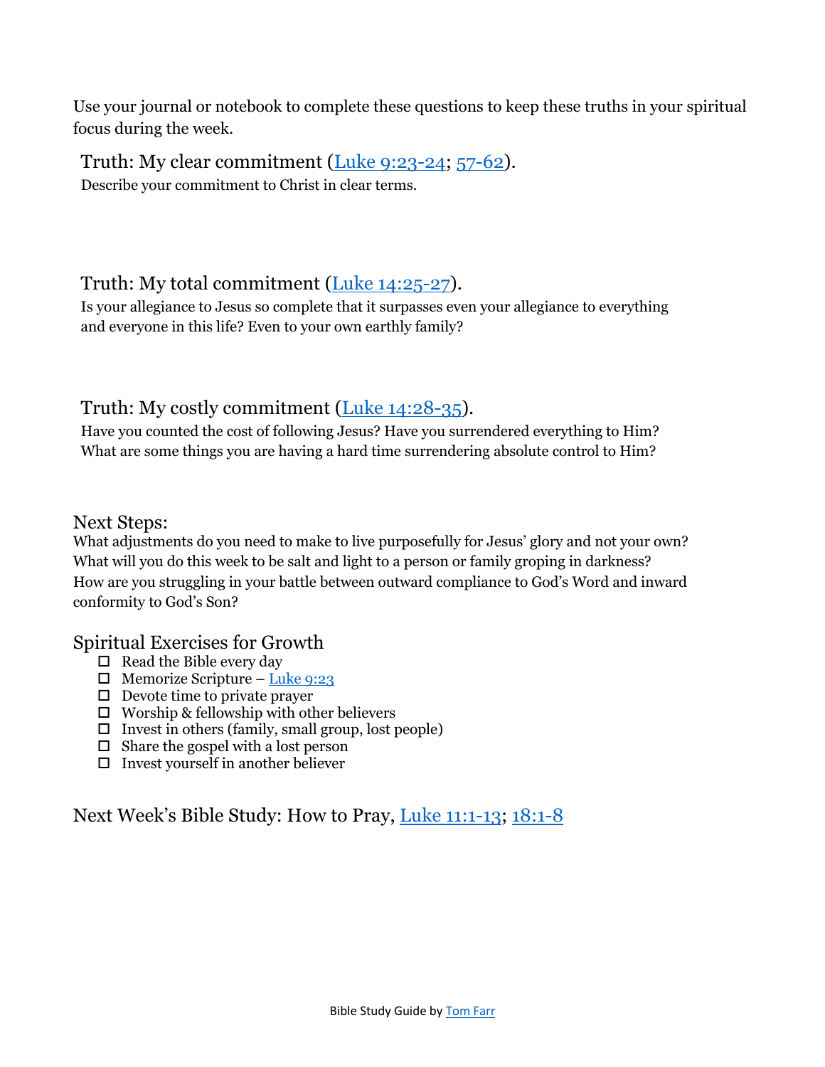Use your journal or notebook to complete these questions to keep these truths in your spiritual focus during the week.

### Truth: My clear commitment (Luke 9:23-24; 57-62).

Describe your commitment to Christ in clear terms.

### Truth: My total commitment (Luke 14:25-27).

Is your allegiance to Jesus so complete that it surpasses even your allegiance to everything and everyone in this life? Even to your own earthly family?

### Truth: My costly commitment (Luke 14:28-35).

Have you counted the cost of following Jesus? Have you surrendered everything to Him? What are some things you are having a hard time surrendering absolute control to Him?

## Next Steps:

What adjustments do you need to make to live purposefully for Jesus' glory and not your own?
What will you do this week to be salt and light to a person or family groping in darkness?
How are you struggling in your battle between outward compliance to God's Word and inward conformity to God's Son?

## Spiritual Exercises for Growth

- ☐ Read the Bible every day
- ☐ Memorize Scripture – Luke 9:23
- ☐ Devote time to private prayer
- ☐ Worship & fellowship with other believers
- ☐ Invest in others (family, small group, lost people)
- ☐ Share the gospel with a lost person
- ☐ Invest yourself in another believer

## Next Week's Bible Study: How to Pray, Luke 11:1-13; 18:1-8

Bible Study Guide by Tom Farr